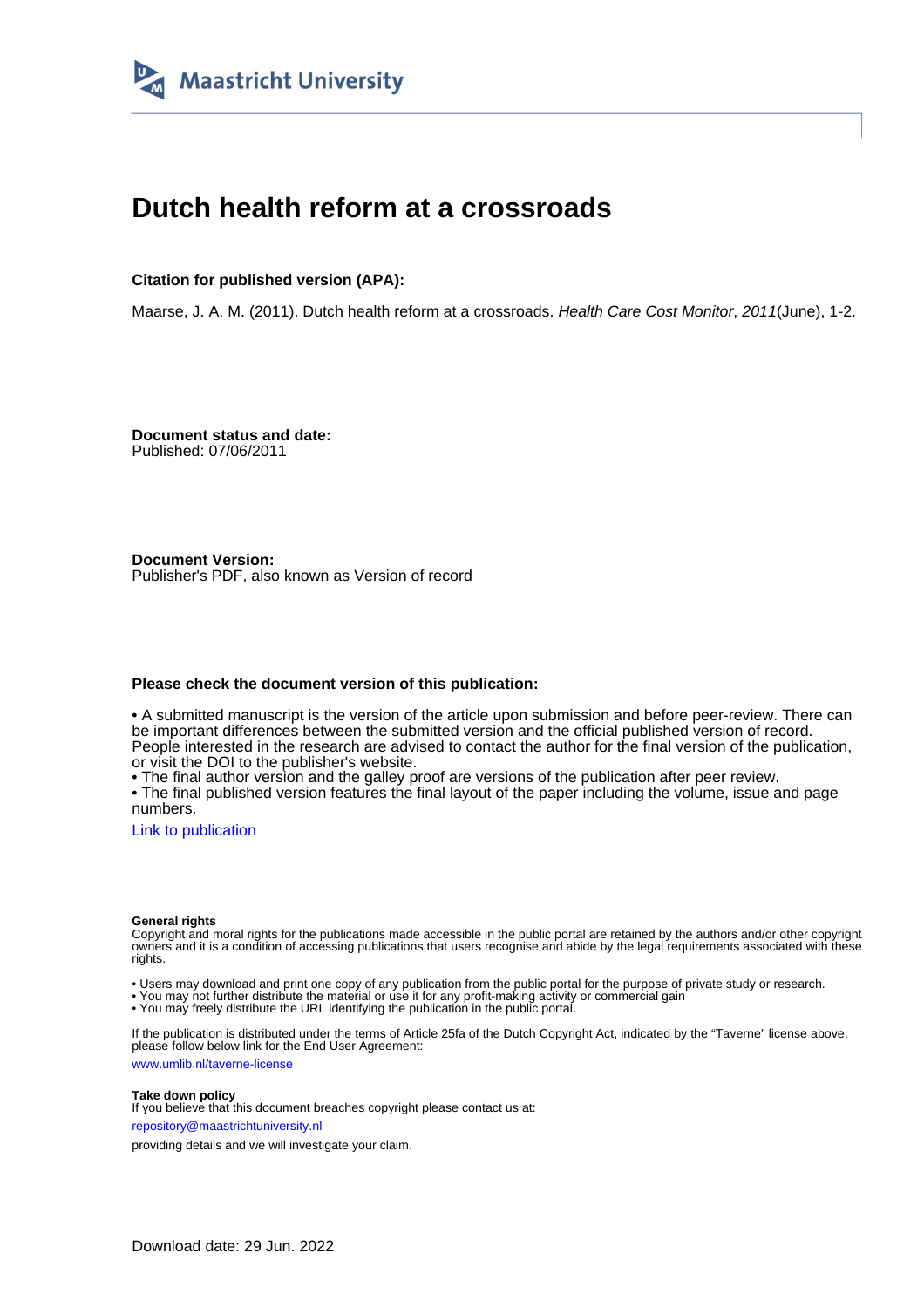Maastricht University

# Dutch health reform at a crossroads

**Citation for published version (APA):**

Maarse, J. A. M. (2011). Dutch health reform at a crossroads. *Health Care Cost Monitor*, *2011*(June), 1-2.

**Document status and date:**
Published: 07/06/2011

**Document Version:**
Publisher's PDF, also known as Version of record

**Please check the document version of this publication:**

• A submitted manuscript is the version of the article upon submission and before peer-review. There can be important differences between the submitted version and the official published version of record. People interested in the research are advised to contact the author for the final version of the publication, or visit the DOI to the publisher's website.
• The final author version and the galley proof are versions of the publication after peer review.
• The final published version features the final layout of the paper including the volume, issue and page numbers.

Link to publication

**General rights**
Copyright and moral rights for the publications made accessible in the public portal are retained by the authors and/or other copyright owners and it is a condition of accessing publications that users recognise and abide by the legal requirements associated with these rights.

• Users may download and print one copy of any publication from the public portal for the purpose of private study or research.
• You may not further distribute the material or use it for any profit-making activity or commercial gain
• You may freely distribute the URL identifying the publication in the public portal.

If the publication is distributed under the terms of Article 25fa of the Dutch Copyright Act, indicated by the "Taverne" license above, please follow below link for the End User Agreement:

www.umlib.nl/taverne-license

**Take down policy**
If you believe that this document breaches copyright please contact us at:

repository@maastrichtuniversity.nl

providing details and we will investigate your claim.

Download date: 29 Jun. 2022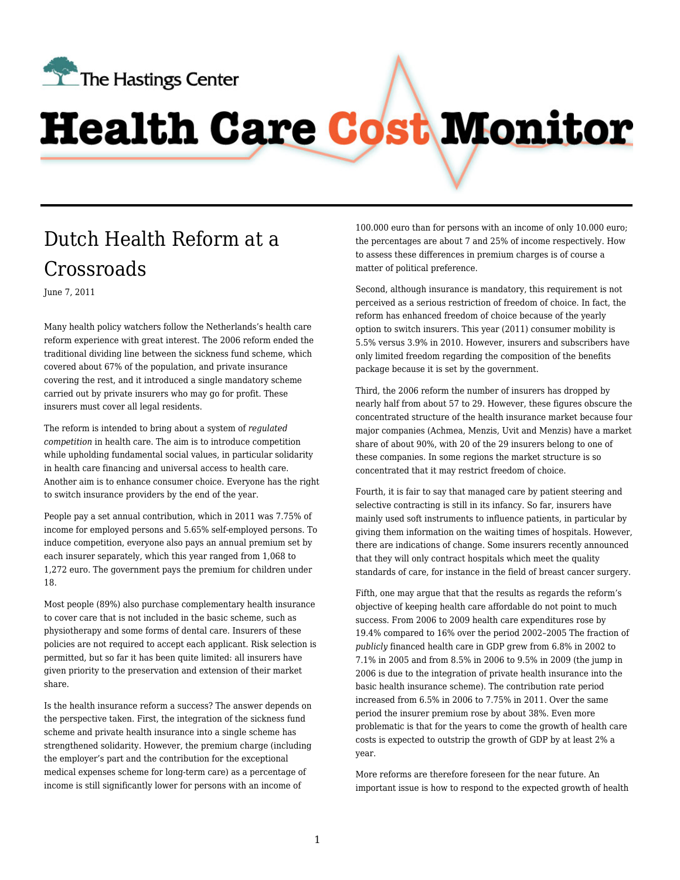# Dutch Health Reform at a Crossroads

June 7, 2011

Many health policy watchers follow the Netherlands's health care reform experience with great interest. The 2006 reform ended the traditional dividing line between the sickness fund scheme, which covered about 67% of the population, and private insurance covering the rest, and it introduced a single mandatory scheme carried out by private insurers who may go for profit. These insurers must cover all legal residents.

The reform is intended to bring about a system of *regulated competition* in health care. The aim is to introduce competition while upholding fundamental social values, in particular solidarity in health care financing and universal access to health care. Another aim is to enhance consumer choice. Everyone has the right to switch insurance providers by the end of the year.

People pay a set annual contribution, which in 2011 was 7.75% of income for employed persons and 5.65% self-employed persons. To induce competition, everyone also pays an annual premium set by each insurer separately, which this year ranged from 1,068 to 1,272 euro. The government pays the premium for children under 18.

Most people (89%) also purchase complementary health insurance to cover care that is not included in the basic scheme, such as physiotherapy and some forms of dental care. Insurers of these policies are not required to accept each applicant. Risk selection is permitted, but so far it has been quite limited: all insurers have given priority to the preservation and extension of their market share.

Is the health insurance reform a success? The answer depends on the perspective taken. First, the integration of the sickness fund scheme and private health insurance into a single scheme has strengthened solidarity. However, the premium charge (including the employer's part and the contribution for the exceptional medical expenses scheme for long-term care) as a percentage of income is still significantly lower for persons with an income of 100.000 euro than for persons with an income of only 10.000 euro; the percentages are about 7 and 25% of income respectively. How to assess these differences in premium charges is of course a matter of political preference.

Second, although insurance is mandatory, this requirement is not perceived as a serious restriction of freedom of choice. In fact, the reform has enhanced freedom of choice because of the yearly option to switch insurers. This year (2011) consumer mobility is 5.5% versus 3.9% in 2010. However, insurers and subscribers have only limited freedom regarding the composition of the benefits package because it is set by the government.

Third, the 2006 reform the number of insurers has dropped by nearly half from about 57 to 29. However, these figures obscure the concentrated structure of the health insurance market because four major companies (Achmea, Menzis, Uvit and Menzis) have a market share of about 90%, with 20 of the 29 insurers belong to one of these companies. In some regions the market structure is so concentrated that it may restrict freedom of choice.

Fourth, it is fair to say that managed care by patient steering and selective contracting is still in its infancy. So far, insurers have mainly used soft instruments to influence patients, in particular by giving them information on the waiting times of hospitals. However, there are indications of change. Some insurers recently announced that they will only contract hospitals which meet the quality standards of care, for instance in the field of breast cancer surgery.

Fifth, one may argue that that the results as regards the reform's objective of keeping health care affordable do not point to much success. From 2006 to 2009 health care expenditures rose by 19.4% compared to 16% over the period 2002–2005 The fraction of *publicly* financed health care in GDP grew from 6.8% in 2002 to 7.1% in 2005 and from 8.5% in 2006 to 9.5% in 2009 (the jump in 2006 is due to the integration of private health insurance into the basic health insurance scheme). The contribution rate period increased from 6.5% in 2006 to 7.75% in 2011. Over the same period the insurer premium rose by about 38%. Even more problematic is that for the years to come the growth of health care costs is expected to outstrip the growth of GDP by at least 2% a year.

More reforms are therefore foreseen for the near future. An important issue is how to respond to the expected growth of health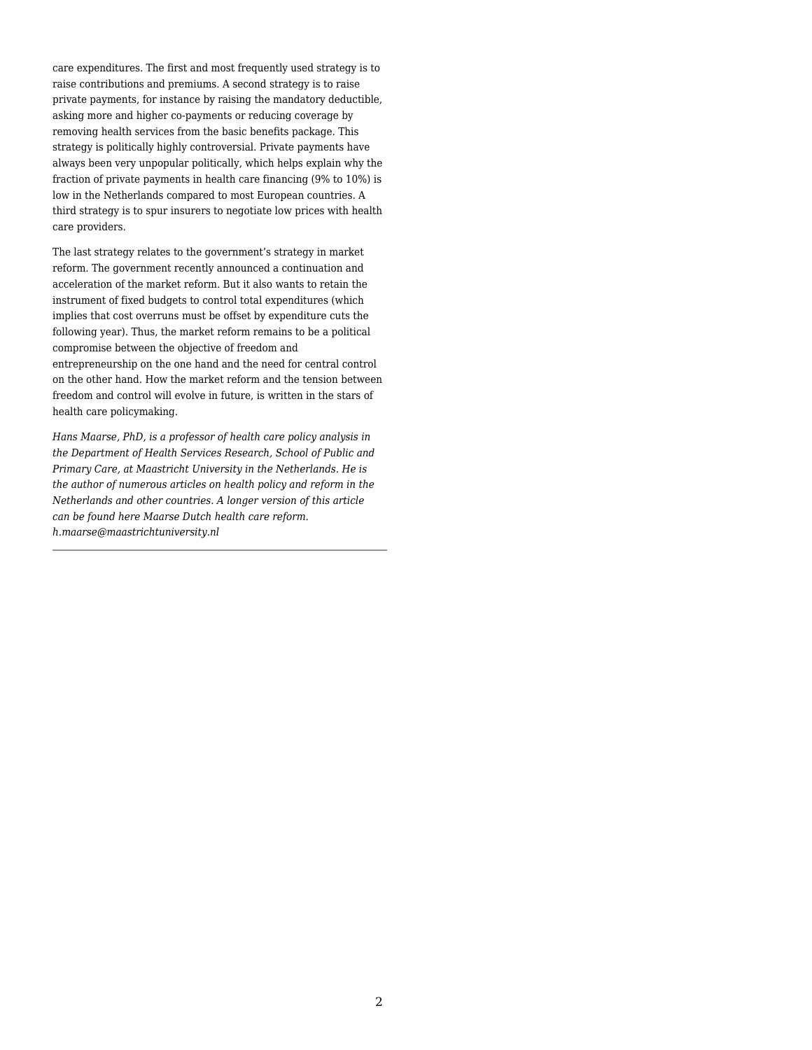care expenditures. The first and most frequently used strategy is to raise contributions and premiums. A second strategy is to raise private payments, for instance by raising the mandatory deductible, asking more and higher co-payments or reducing coverage by removing health services from the basic benefits package. This strategy is politically highly controversial. Private payments have always been very unpopular politically, which helps explain why the fraction of private payments in health care financing (9% to 10%) is low in the Netherlands compared to most European countries. A third strategy is to spur insurers to negotiate low prices with health care providers.

The last strategy relates to the government's strategy in market reform. The government recently announced a continuation and acceleration of the market reform. But it also wants to retain the instrument of fixed budgets to control total expenditures (which implies that cost overruns must be offset by expenditure cuts the following year). Thus, the market reform remains to be a political compromise between the objective of freedom and entrepreneurship on the one hand and the need for central control on the other hand. How the market reform and the tension between freedom and control will evolve in future, is written in the stars of health care policymaking.

*Hans Maarse, PhD, is a professor of health care policy analysis in the Department of Health Services Research, School of Public and Primary Care, at Maastricht University in the Netherlands. He is the author of numerous articles on health policy and reform in the Netherlands and other countries. A longer version of this article can be found here Maarse Dutch health care reform. h.maarse@maastrichtuniversity.nl*

---